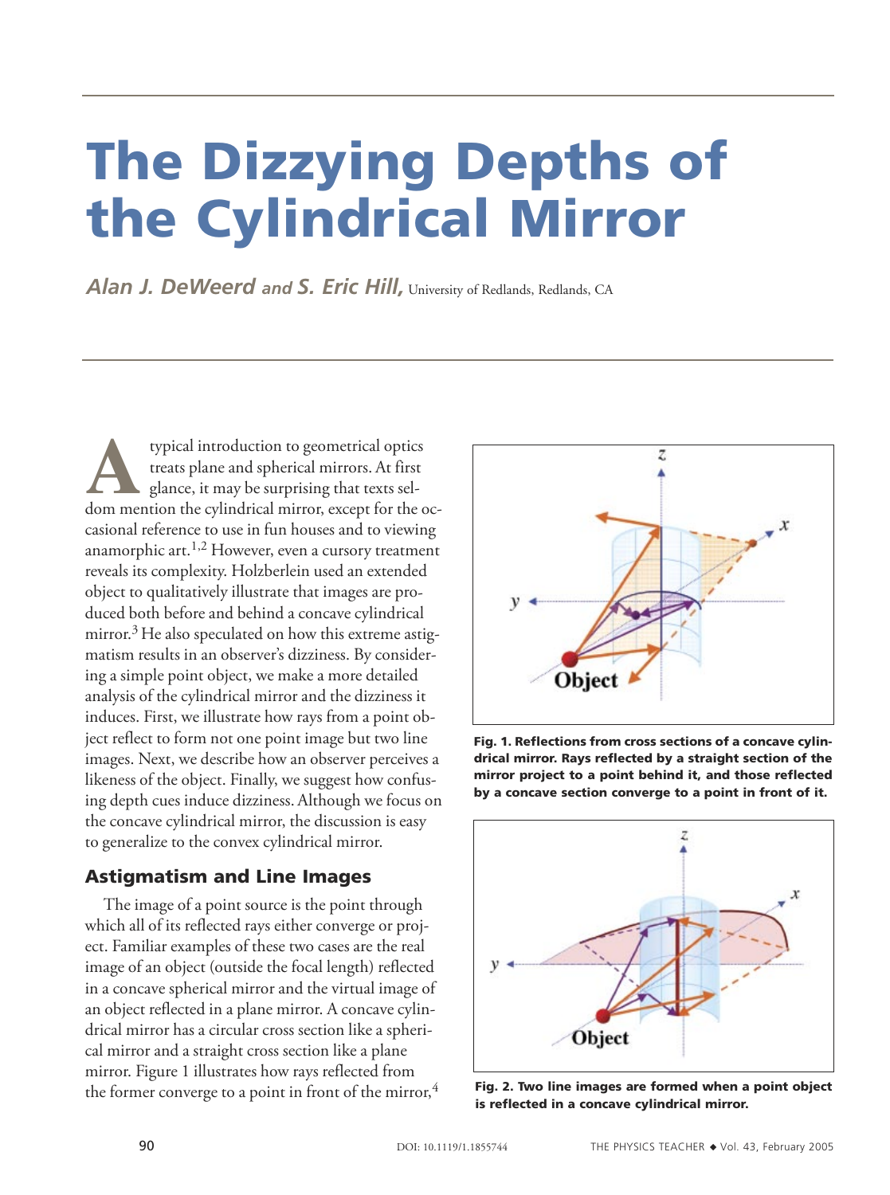# The Dizzying Depths of the Cylindrical Mirror

***Alan J. DeWeerd* and *S. Eric Hill,*** University of Redlands, Redlands, CA

A typical introduction to geometrical optics treats plane and spherical mirrors. At first glance, it may be surprising that texts seldom mention the cylindrical mirror, except for the occasional reference to use in fun houses and to viewing anamorphic art.[1,2] However, even a cursory treatment reveals its complexity. Holzberlein used an extended object to qualitatively illustrate that images are produced both before and behind a concave cylindrical mirror.[3] He also speculated on how this extreme astigmatism results in an observer's dizziness. By considering a simple point object, we make a more detailed analysis of the cylindrical mirror and the dizziness it induces. First, we illustrate how rays from a point object reflect to form not one point image but two line images. Next, we describe how an observer perceives a likeness of the object. Finally, we suggest how confusing depth cues induce dizziness. Although we focus on the concave cylindrical mirror, the discussion is easy to generalize to the convex cylindrical mirror.

## Astigmatism and Line Images

The image of a point source is the point through which all of its reflected rays either converge or project. Familiar examples of these two cases are the real image of an object (outside the focal length) reflected in a concave spherical mirror and the virtual image of an object reflected in a plane mirror. A concave cylindrical mirror has a circular cross section like a spherical mirror and a straight cross section like a plane mirror. Figure 1 illustrates how rays reflected from the former converge to a point in front of the mirror,[4]

**Fig. 1. Reflections from cross sections of a concave cylindrical mirror. Rays reflected by a straight section of the mirror project to a point behind it, and those reflected by a concave section converge to a point in front of it.**

**Fig. 2. Two line images are formed when a point object is reflected in a concave cylindrical mirror.**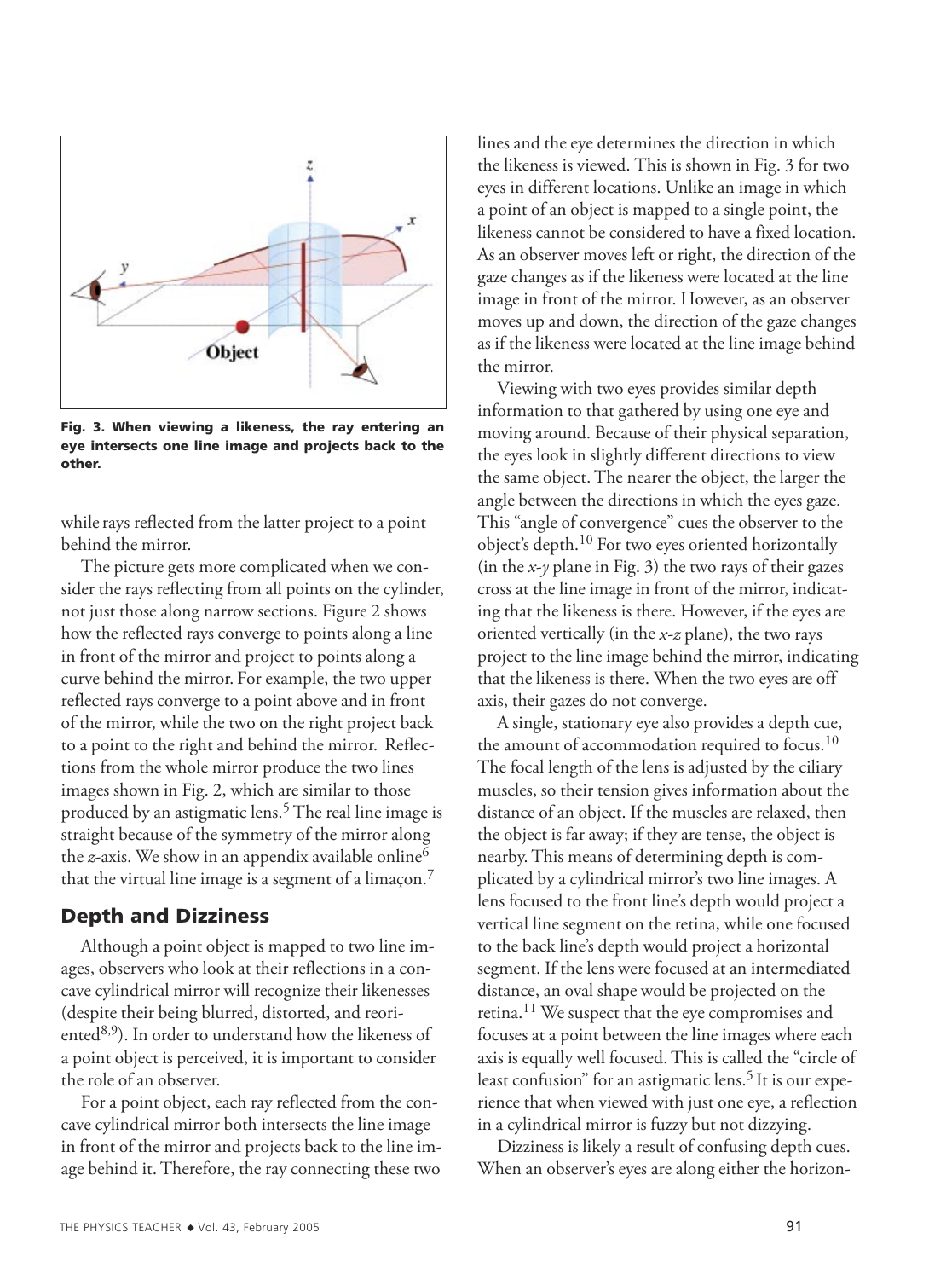Fig. 3. When viewing a likeness, the ray entering an eye intersects one line image and projects back to the other.

while rays reflected from the latter project to a point behind the mirror.

The picture gets more complicated when we consider the rays reflecting from all points on the cylinder, not just those along narrow sections. Figure 2 shows how the reflected rays converge to points along a line in front of the mirror and project to points along a curve behind the mirror. For example, the two upper reflected rays converge to a point above and in front of the mirror, while the two on the right project back to a point to the right and behind the mirror. Reflections from the whole mirror produce the two lines images shown in Fig. 2, which are similar to those produced by an astigmatic lens.[5] The real line image is straight because of the symmetry of the mirror along the *z*-axis. We show in an appendix available online[6] that the virtual line image is a segment of a limaçon.[7]

## Depth and Dizziness

Although a point object is mapped to two line images, observers who look at their reflections in a concave cylindrical mirror will recognize their likenesses (despite their being blurred, distorted, and reoriented[8,9]). In order to understand how the likeness of a point object is perceived, it is important to consider the role of an observer.

For a point object, each ray reflected from the concave cylindrical mirror both intersects the line image in front of the mirror and projects back to the line image behind it. Therefore, the ray connecting these two lines and the eye determines the direction in which the likeness is viewed. This is shown in Fig. 3 for two eyes in different locations. Unlike an image in which a point of an object is mapped to a single point, the likeness cannot be considered to have a fixed location. As an observer moves left or right, the direction of the gaze changes as if the likeness were located at the line image in front of the mirror. However, as an observer moves up and down, the direction of the gaze changes as if the likeness were located at the line image behind the mirror.

Viewing with two eyes provides similar depth information to that gathered by using one eye and moving around. Because of their physical separation, the eyes look in slightly different directions to view the same object. The nearer the object, the larger the angle between the directions in which the eyes gaze. This "angle of convergence" cues the observer to the object's depth.[10] For two eyes oriented horizontally (in the *x-y* plane in Fig. 3) the two rays of their gazes cross at the line image in front of the mirror, indicating that the likeness is there. However, if the eyes are oriented vertically (in the *x-z* plane), the two rays project to the line image behind the mirror, indicating that the likeness is there. When the two eyes are off axis, their gazes do not converge.

A single, stationary eye also provides a depth cue, the amount of accommodation required to focus.[10] The focal length of the lens is adjusted by the ciliary muscles, so their tension gives information about the distance of an object. If the muscles are relaxed, then the object is far away; if they are tense, the object is nearby. This means of determining depth is complicated by a cylindrical mirror's two line images. A lens focused to the front line's depth would project a vertical line segment on the retina, while one focused to the back line's depth would project a horizontal segment. If the lens were focused at an intermediated distance, an oval shape would be projected on the retina.[11] We suspect that the eye compromises and focuses at a point between the line images where each axis is equally well focused. This is called the "circle of least confusion" for an astigmatic lens.[5] It is our experience that when viewed with just one eye, a reflection in a cylindrical mirror is fuzzy but not dizzying.

Dizziness is likely a result of confusing depth cues. When an observer's eyes are along either the horizon-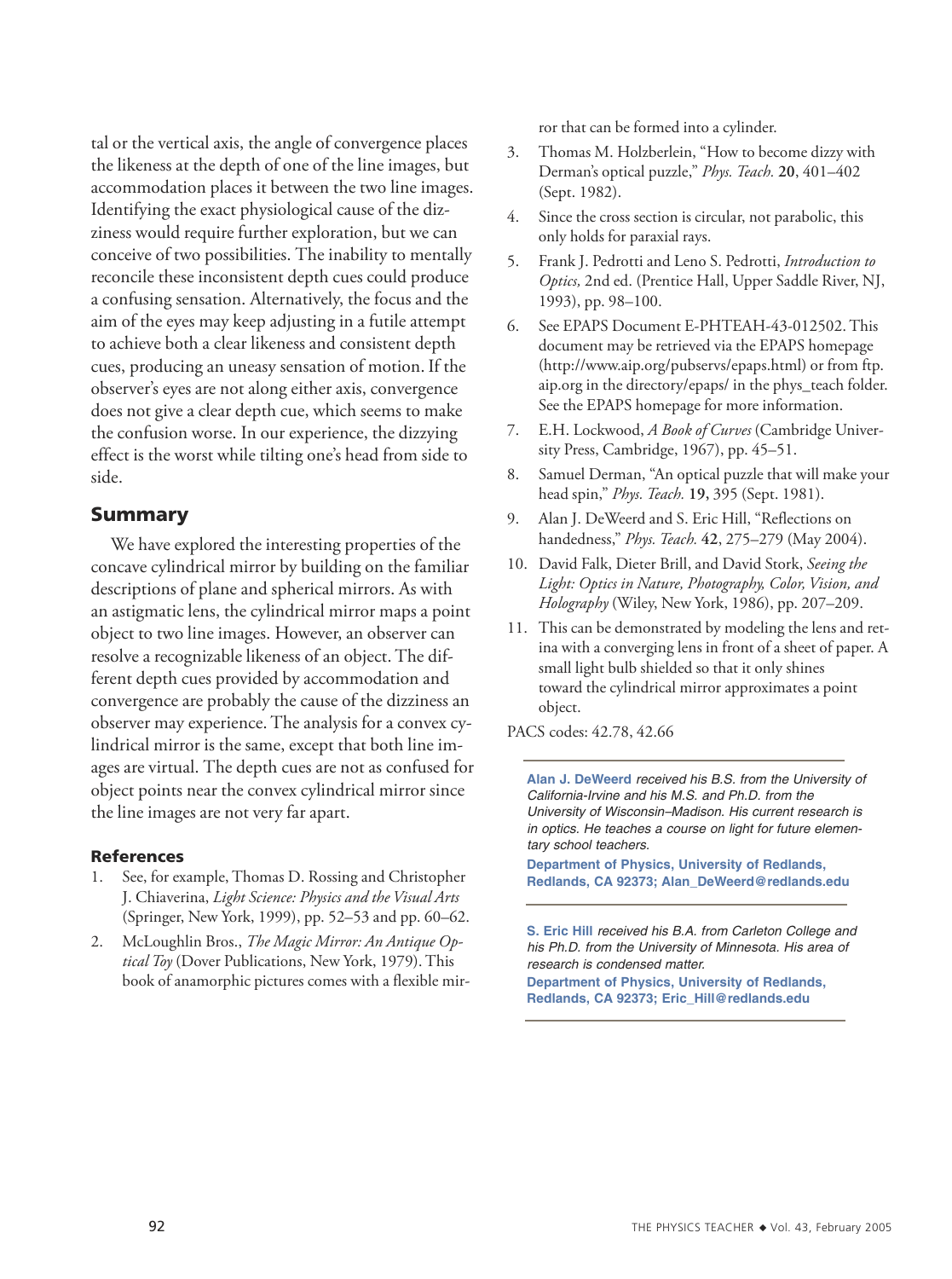tal or the vertical axis, the angle of convergence places the likeness at the depth of one of the line images, but accommodation places it between the two line images. Identifying the exact physiological cause of the dizziness would require further exploration, but we can conceive of two possibilities. The inability to mentally reconcile these inconsistent depth cues could produce a confusing sensation. Alternatively, the focus and the aim of the eyes may keep adjusting in a futile attempt to achieve both a clear likeness and consistent depth cues, producing an uneasy sensation of motion. If the observer's eyes are not along either axis, convergence does not give a clear depth cue, which seems to make the confusion worse. In our experience, the dizzying effect is the worst while tilting one's head from side to side.

## Summary

We have explored the interesting properties of the concave cylindrical mirror by building on the familiar descriptions of plane and spherical mirrors. As with an astigmatic lens, the cylindrical mirror maps a point object to two line images. However, an observer can resolve a recognizable likeness of an object. The different depth cues provided by accommodation and convergence are probably the cause of the dizziness an observer may experience. The analysis for a convex cylindrical mirror is the same, except that both line images are virtual. The depth cues are not as confused for object points near the convex cylindrical mirror since the line images are not very far apart.

### References

1. See, for example, Thomas D. Rossing and Christopher J. Chiaverina, *Light Science: Physics and the Visual Arts* (Springer, New York, 1999), pp. 52–53 and pp. 60–62.
2. McLoughlin Bros., *The Magic Mirror: An Antique Optical Toy* (Dover Publications, New York, 1979). This book of anamorphic pictures comes with a flexible mirror that can be formed into a cylinder.
3. Thomas M. Holzberlein, "How to become dizzy with Derman's optical puzzle," *Phys. Teach.* **20**, 401–402 (Sept. 1982).
4. Since the cross section is circular, not parabolic, this only holds for paraxial rays.
5. Frank J. Pedrotti and Leno S. Pedrotti, *Introduction to Optics,* 2nd ed. (Prentice Hall, Upper Saddle River, NJ, 1993), pp. 98–100.
6. See EPAPS Document E-PHTEAH-43-012502. This document may be retrieved via the EPAPS homepage (http://www.aip.org/pubservs/epaps.html) or from ftp.aip.org in the directory/epaps/ in the phys_teach folder. See the EPAPS homepage for more information.
7. E.H. Lockwood, *A Book of Curves* (Cambridge University Press, Cambridge, 1967), pp. 45–51.
8. Samuel Derman, "An optical puzzle that will make your head spin," *Phys. Teach.* **19,** 395 (Sept. 1981).
9. Alan J. DeWeerd and S. Eric Hill, "Reflections on handedness," *Phys. Teach.* **42**, 275–279 (May 2004).
10. David Falk, Dieter Brill, and David Stork, *Seeing the Light: Optics in Nature, Photography, Color, Vision, and Holography* (Wiley, New York, 1986), pp. 207–209.
11. This can be demonstrated by modeling the lens and retina with a converging lens in front of a sheet of paper. A small light bulb shielded so that it only shines toward the cylindrical mirror approximates a point object.

PACS codes: 42.78, 42.66

---

**Alan J. DeWeerd** *received his B.S. from the University of California-Irvine and his M.S. and Ph.D. from the University of Wisconsin–Madison. His current research is in optics. He teaches a course on light for future elementary school teachers.*

**Department of Physics, University of Redlands, Redlands, CA 92373; Alan_DeWeerd@redlands.edu**

---

**S. Eric Hill** *received his B.A. from Carleton College and his Ph.D. from the University of Minnesota. His area of research is condensed matter.*

**Department of Physics, University of Redlands, Redlands, CA 92373; Eric_Hill@redlands.edu**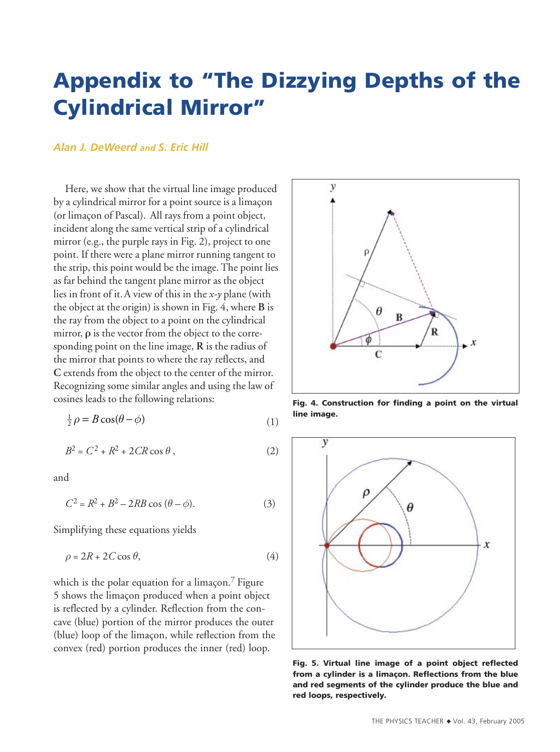# Appendix to "The Dizzying Depths of the Cylindrical Mirror"

*Alan J. DeWeerd and S. Eric Hill*

Here, we show that the virtual line image produced by a cylindrical mirror for a point source is a limaçon (or limaçon of Pascal). All rays from a point object, incident along the same vertical strip of a cylindrical mirror (e.g., the purple rays in Fig. 2), project to one point. If there were a plane mirror running tangent to the strip, this point would be the image. The point lies as far behind the tangent plane mirror as the object lies in front of it. A view of this in the *x*-*y* plane (with the object at the origin) is shown in Fig. 4, where **B** is the ray from the object to a point on the cylindrical mirror, **ρ** is the vector from the object to the corresponding point on the line image, **R** is the radius of the mirror that points to where the ray reflects, and **C** extends from the object to the center of the mirror. Recognizing some similar angles and using the law of cosines leads to the following relations:

$$\tfrac{1}{2}\rho = B\cos(\theta - \phi) \tag{1}$$

$$B^2 = C^2 + R^2 + 2CR\cos\theta\,, \tag{2}$$

and

$$C^2 = R^2 + B^2 - 2RB\cos(\theta - \phi). \tag{3}$$

Simplifying these equations yields

$$\rho = 2R + 2C\cos\theta, \tag{4}$$

which is the polar equation for a limaçon.[7] Figure 5 shows the limaçon produced when a point object is reflected by a cylinder. Reflection from the concave (blue) portion of the mirror produces the outer (blue) loop of the limaçon, while reflection from the convex (red) portion produces the inner (red) loop.

y
ρ
θ
B
R
ϕ
x
C

**Fig. 4. Construction for finding a point on the virtual line image.**

y
ρ
θ
x

**Fig. 5. Virtual line image of a point object reflected from a cylinder is a limaçon. Reflections from the blue and red segments of the cylinder produce the blue and red loops, respectively.**